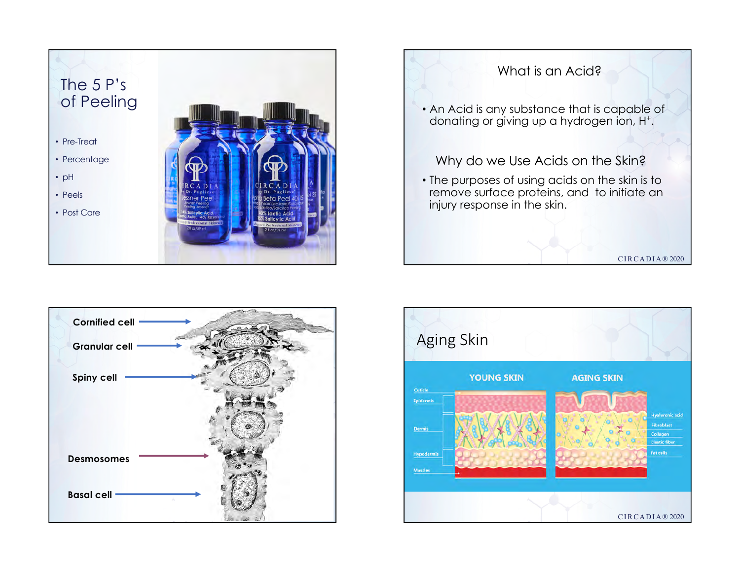# The 5 P's of Peeling

- Pre-Treat
- Percentage
- pH
- Peels
- Post Care

## What is an Acid?

- An Acid is any substance that is capable of donating or giving up a hydrogen ion, $H^+$.

## Why do we Use Acids on the Skin?

- The purposes of using acids on the skin is to remove surface proteins, and to initiate an injury response in the skin.

Cornified cell

Granular cell

Spiny cell

Desmosomes

Basal cell

## Aging Skin

YOUNG SKIN

AGING SKIN

Cuticle

Epidermis

Dermis

Hypodermis

Muscles

Hyaluronic acid

Fibroblast

Collagen

Elastic fiber

Fat cells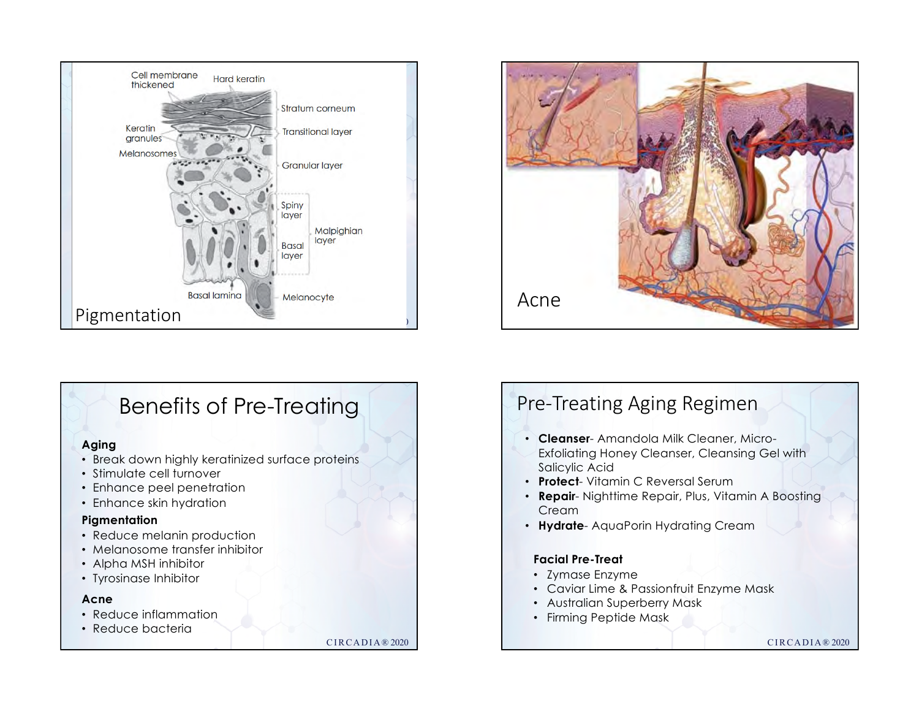Cell membrane thickened

Hard keratin

Stratum corneum

Keratin granules

Transitional layer

Melanosomes

Granular layer

Spiny layer

Malpighian layer

Basal layer

Basal lamina

Melanocyte

Pigmentation

Acne

# Benefits of Pre-Treating

**Aging**

- Break down highly keratinized surface proteins
- Stimulate cell turnover
- Enhance peel penetration
- Enhance skin hydration

**Pigmentation**

- Reduce melanin production
- Melanosome transfer inhibitor
- Alpha MSH inhibitor
- Tyrosinase Inhibitor

**Acne**

- Reduce inflammation
- Reduce bacteria

CIRCADIA® 2020

# Pre-Treating Aging Regimen

- **Cleanser**- Amandola Milk Cleaner, Micro-Exfoliating Honey Cleanser, Cleansing Gel with Salicylic Acid
- **Protect**- Vitamin C Reversal Serum
- **Repair**- Nighttime Repair, Plus, Vitamin A Boosting Cream
- **Hydrate**- AquaPorin Hydrating Cream

**Facial Pre-Treat**

- Zymase Enzyme
- Caviar Lime & Passionfruit Enzyme Mask
- Australian Superberry Mask
- Firming Peptide Mask

CIRCADIA® 2020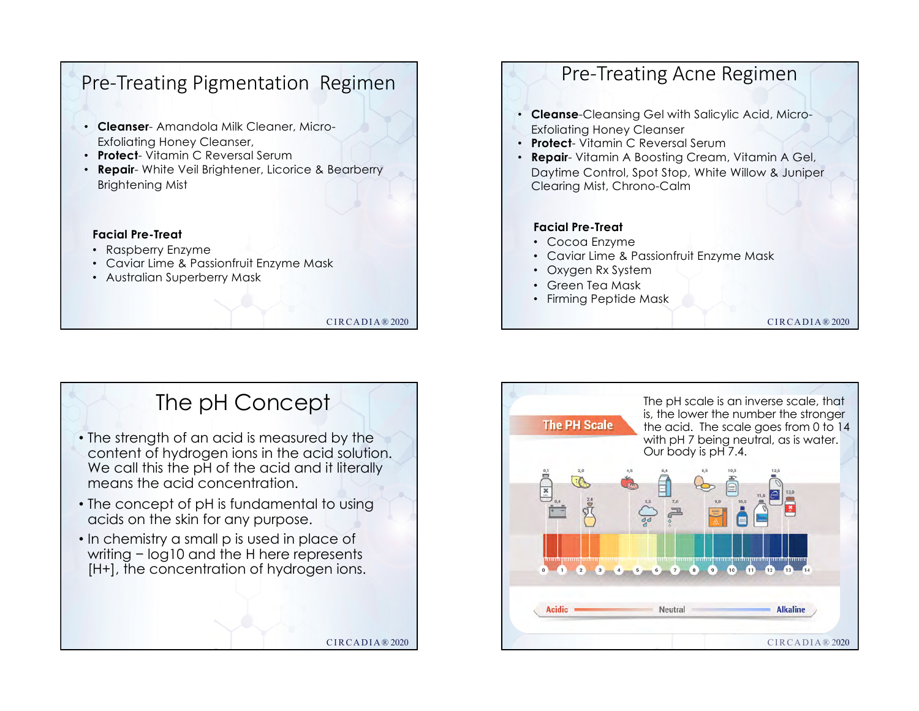## Pre-Treating Pigmentation Regimen

- **Cleanser**- Amandola Milk Cleaner, Micro-Exfoliating Honey Cleanser,
- **Protect**- Vitamin C Reversal Serum
- **Repair**- White Veil Brightener, Licorice & Bearberry Brightening Mist

**Facial Pre-Treat**

- Raspberry Enzyme
- Caviar Lime & Passionfruit Enzyme Mask
- Australian Superberry Mask

## Pre-Treating Acne Regimen

- **Cleanse**-Cleansing Gel with Salicylic Acid, Micro-Exfoliating Honey Cleanser
- **Protect**- Vitamin C Reversal Serum
- **Repair**- Vitamin A Boosting Cream, Vitamin A Gel, Daytime Control, Spot Stop, White Willow & Juniper Clearing Mist, Chrono-Calm

**Facial Pre-Treat**

- Cocoa Enzyme
- Caviar Lime & Passionfruit Enzyme Mask
- Oxygen Rx System
- Green Tea Mask
- Firming Peptide Mask

## The pH Concept

- The strength of an acid is measured by the content of hydrogen ions in the acid solution. We call this the pH of the acid and it literally means the acid concentration.
- The concept of pH is fundamental to using acids on the skin for any purpose.
- In chemistry a small p is used in place of writing – log10 and the H here represents [H+], the concentration of hydrogen ions.

## The PH Scale

The pH scale is an inverse scale, that is, the lower the number the stronger the acid. The scale goes from 0 to 14 with pH 7 being neutral, as is water. Our body is pH 7.4.

0.1, 0.8, 2.0, 2.4, 4.5, 5.5, 6.4, 7.0, 8.5, 9.0, 10.0, 10.5, 11.6, 12.6, 13.0

0 1 2 3 4 5 6 7 8 9 10 11 12 13 14

Acidic — Neutral — Alkaline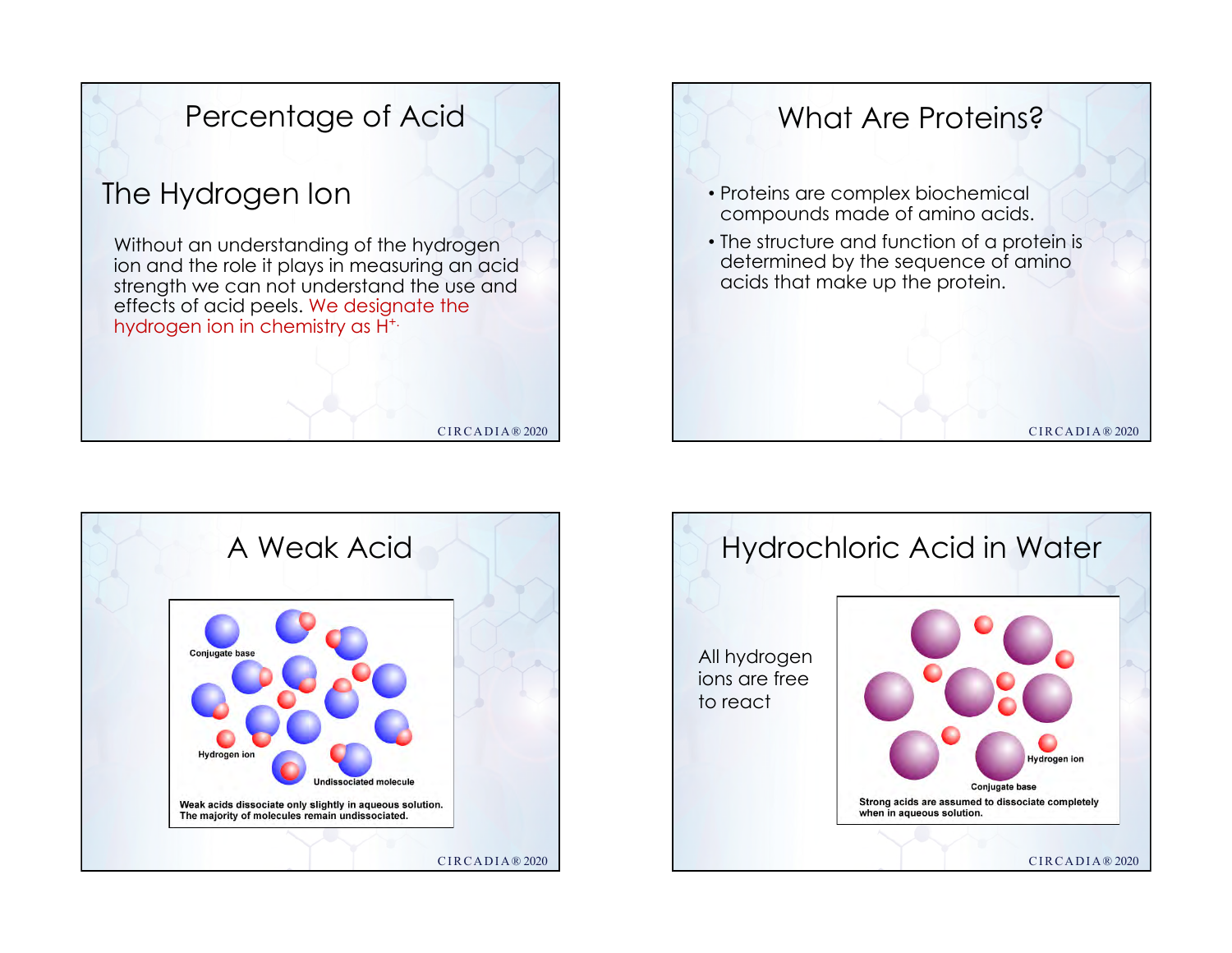# Percentage of Acid

## The Hydrogen Ion

Without an understanding of the hydrogen ion and the role it plays in measuring an acid strength we can not understand the use and effects of acid peels. We designate the hydrogen ion in chemistry as $H^+$.

# What Are Proteins?

- Proteins are complex biochemical compounds made of amino acids.
- The structure and function of a protein is determined by the sequence of amino acids that make up the protein.

# A Weak Acid

Conjugate base

Hydrogen ion

Undissociated molecule

Weak acids dissociate only slightly in aqueous solution. The majority of molecules remain undissociated.

# Hydrochloric Acid in Water

All hydrogen ions are free to react

Hydrogen ion

Conjugate base

Strong acids are assumed to dissociate completely when in aqueous solution.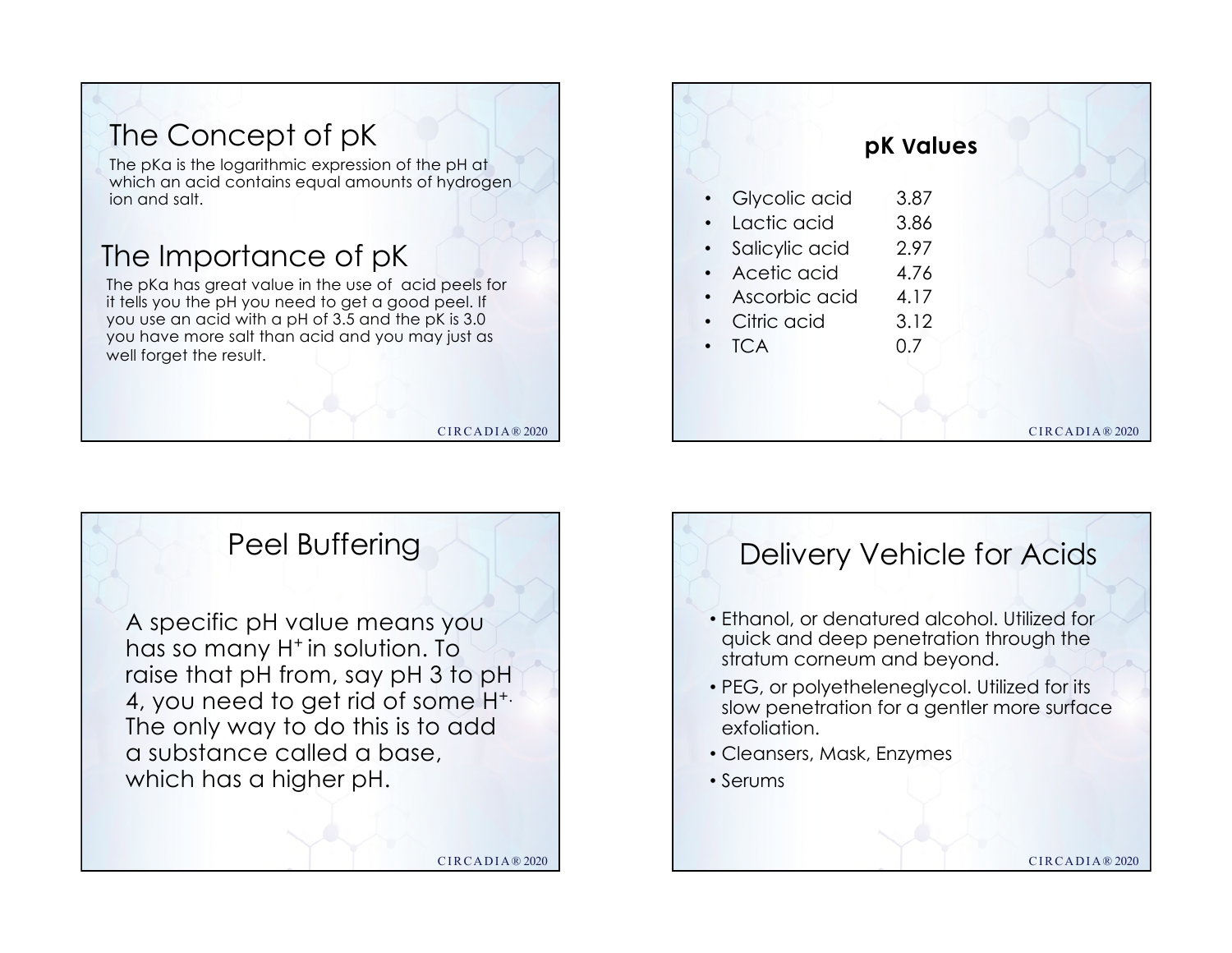# The Concept of pK

The pKa is the logarithmic expression of the pH at which an acid contains equal amounts of hydrogen ion and salt.

# The Importance of pK

The pKa has great value in the use of acid peels for it tells you the pH you need to get a good peel. If you use an acid with a pH of 3.5 and the pK is 3.0 you have more salt than acid and you may just as well forget the result.

## pK Values

| | |
|---|---|
| Glycolic acid | 3.87 |
| Lactic acid | 3.86 |
| Salicylic acid | 2.97 |
| Acetic acid | 4.76 |
| Ascorbic acid | 4.17 |
| Citric acid | 3.12 |
| TCA | 0.7 |

# Peel Buffering

A specific pH value means you has so many $H^+$ in solution. To raise that pH from, say pH 3 to pH 4, you need to get rid of some $H^+$. The only way to do this is to add a substance called a base, which has a higher pH.

# Delivery Vehicle for Acids

- Ethanol, or denatured alcohol. Utilized for quick and deep penetration through the stratum corneum and beyond.
- PEG, or polyetheleneglycol. Utilized for its slow penetration for a gentler more surface exfoliation.
- Cleansers, Mask, Enzymes
- Serums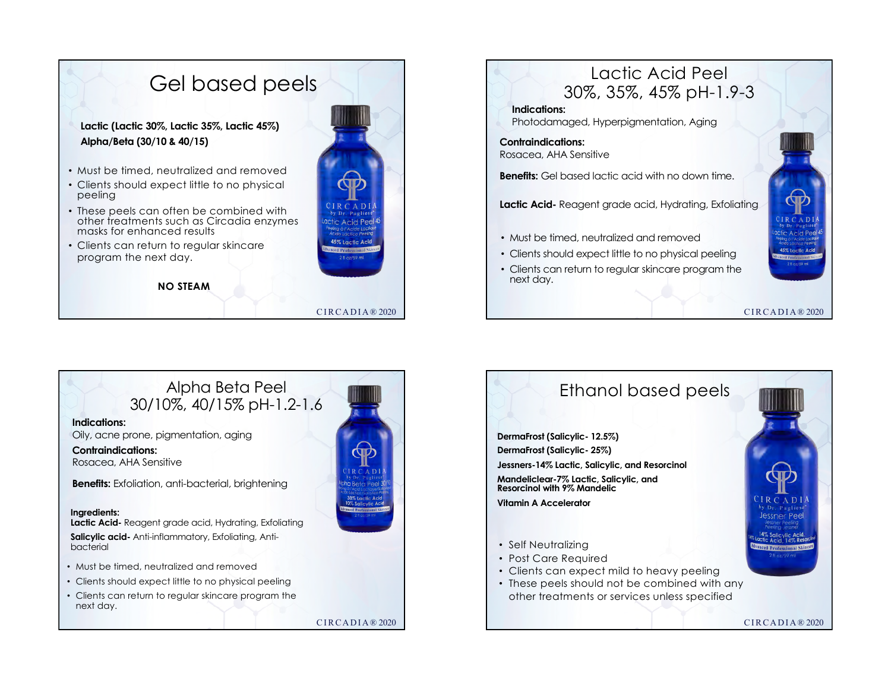# Gel based peels

**Lactic (Lactic 30%, Lactic 35%, Lactic 45%)**
**Alpha/Beta (30/10 & 40/15)**

- Must be timed, neutralized and removed
- Clients should expect little to no physical peeling
- These peels can often be combined with other treatments such as Circadia enzymes masks for enhanced results
- Clients can return to regular skincare program the next day.

**NO STEAM**

# Lactic Acid Peel 30%, 35%, 45% pH-1.9-3

**Indications:**
Photodamaged, Hyperpigmentation, Aging

**Contraindications:**
Rosacea, AHA Sensitive

**Benefits:** Gel based lactic acid with no down time.

**Lactic Acid-** Reagent grade acid, Hydrating, Exfoliating

- Must be timed, neutralized and removed
- Clients should expect little to no physical peeling
- Clients can return to regular skincare program the next day.

# Alpha Beta Peel 30/10%, 40/15% pH-1.2-1.6

**Indications:**
Oily, acne prone, pigmentation, aging

**Contraindications:**
Rosacea, AHA Sensitive

**Benefits:** Exfoliation, anti-bacterial, brightening

**Ingredients:**
**Lactic Acid-** Reagent grade acid, Hydrating, Exfoliating
**Salicylic acid-** Anti-inflammatory, Exfoliating, Anti-bacterial

- Must be timed, neutralized and removed
- Clients should expect little to no physical peeling
- Clients can return to regular skincare program the next day.

# Ethanol based peels

**DermaFrost (Salicylic- 12.5%)**
**DermaFrost (Salicylic- 25%)**
**Jessners-14% Lactic, Salicylic, and Resorcinol**
**Mandeliclear-7% Lactic, Salicylic, and Resorcinol with 9% Mandelic**
**Vitamin A Accelerator**

- Self Neutralizing
- Post Care Required
- Clients can expect mild to heavy peeling
- These peels should not be combined with any other treatments or services unless specified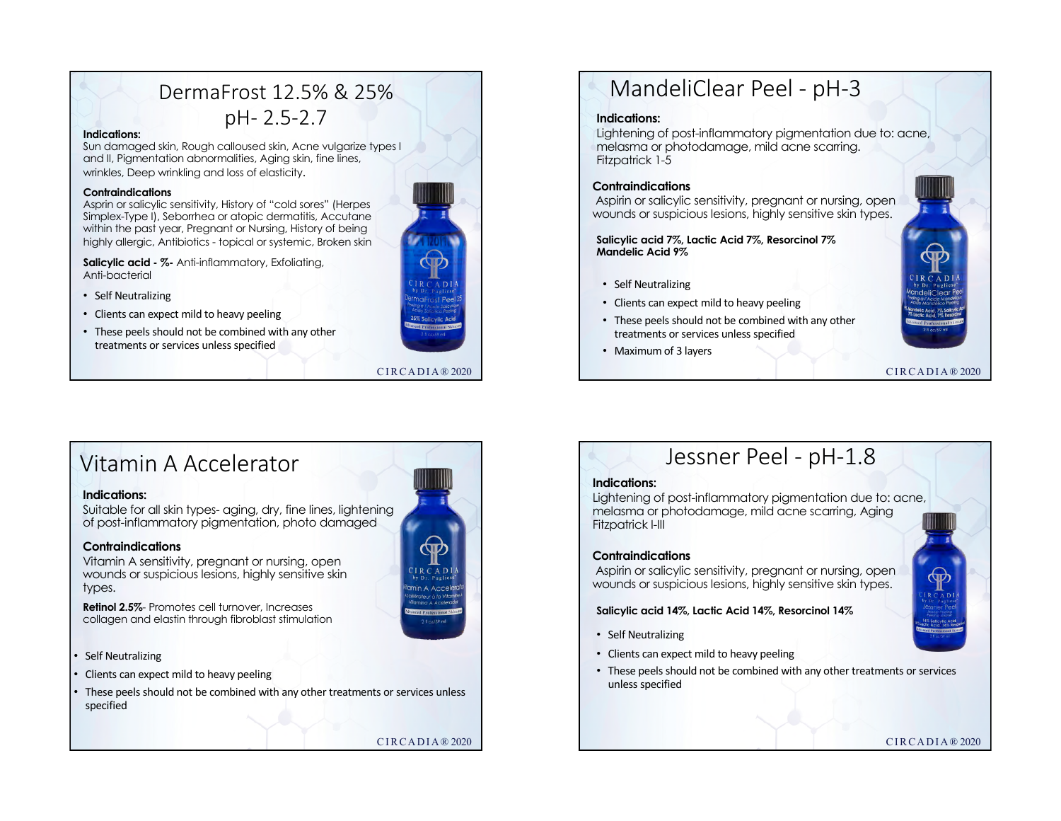## DermaFrost 12.5% & 25% pH- 2.5-2.7

**Indications:**
Sun damaged skin, Rough calloused skin, Acne vulgarize types I and II, Pigmentation abnormalities, Aging skin, fine lines, wrinkles, Deep wrinkling and loss of elasticity.

**Contraindications**
Asprin or salicylic sensitivity, History of "cold sores" (Herpes Simplex-Type I), Seborrhea or atopic dermatitis, Accutane within the past year, Pregnant or Nursing, History of being highly allergic, Antibiotics - topical or systemic, Broken skin

**Salicylic acid - %-** Anti-inflammatory, Exfoliating, Anti-bacterial

- Self Neutralizing
- Clients can expect mild to heavy peeling
- These peels should not be combined with any other treatments or services unless specified

## MandeliClear Peel - pH-3

**Indications:**
Lightening of post-inflammatory pigmentation due to: acne, melasma or photodamage, mild acne scarring. Fitzpatrick 1-5

**Contraindications**
Aspirin or salicylic sensitivity, pregnant or nursing, open wounds or suspicious lesions, highly sensitive skin types.

**Salicylic acid 7%, Lactic Acid 7%, Resorcinol 7% Mandelic Acid 9%**

- Self Neutralizing
- Clients can expect mild to heavy peeling
- These peels should not be combined with any other treatments or services unless specified
- Maximum of 3 layers

## Vitamin A Accelerator

**Indications:**
Suitable for all skin types- aging, dry, fine lines, lightening of post-inflammatory pigmentation, photo damaged

**Contraindications**
Vitamin A sensitivity, pregnant or nursing, open wounds or suspicious lesions, highly sensitive skin types.

**Retinol 2.5%**- Promotes cell turnover, Increases collagen and elastin through fibroblast stimulation

- Self Neutralizing
- Clients can expect mild to heavy peeling
- These peels should not be combined with any other treatments or services unless specified

## Jessner Peel - pH-1.8

**Indications:**
Lightening of post-inflammatory pigmentation due to: acne, melasma or photodamage, mild acne scarring, Aging Fitzpatrick I-III

**Contraindications**
Aspirin or salicylic sensitivity, pregnant or nursing, open wounds or suspicious lesions, highly sensitive skin types.

**Salicylic acid 14%, Lactic Acid 14%, Resorcinol 14%**

- Self Neutralizing
- Clients can expect mild to heavy peeling
- These peels should not be combined with any other treatments or services unless specified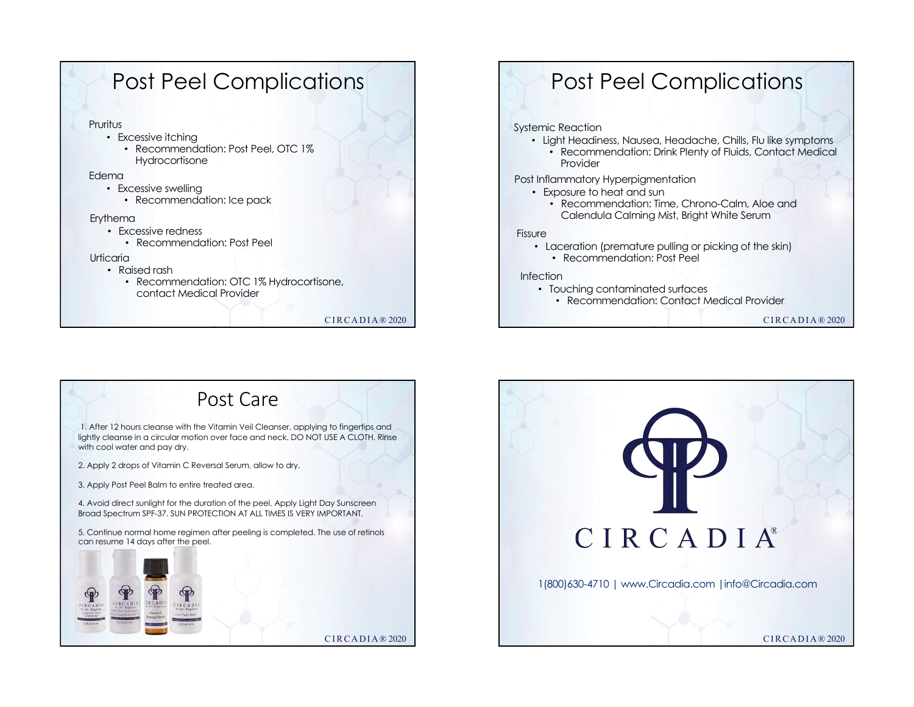## Post Peel Complications

Pruritus

- Excessive itching
  - Recommendation: Post Peel, OTC 1% Hydrocortisone

Edema

- Excessive swelling
  - Recommendation: Ice pack

Erythema

- Excessive redness
  - Recommendation: Post Peel

Urticaria

- Raised rash
  - Recommendation: OTC 1% Hydrocortisone, contact Medical Provider

## Post Peel Complications

Systemic Reaction

- Light Headiness, Nausea, Headache, Chills, Flu like symptoms
  - Recommendation: Drink Plenty of Fluids, Contact Medical Provider

Post Inflammatory Hyperpigmentation

- Exposure to heat and sun
  - Recommendation: Time, Chrono-Calm, Aloe and Calendula Calming Mist, Bright White Serum

Fissure

- Laceration (premature pulling or picking of the skin)
  - Recommendation: Post Peel

Infection

- Touching contaminated surfaces
  - Recommendation: Contact Medical Provider

## Post Care

1. After 12 hours cleanse with the Vitamin Veil Cleanser, applying to fingertips and lightly cleanse in a circular motion over face and neck. DO NOT USE A CLOTH. Rinse with cool water and pay dry.

2. Apply 2 drops of Vitamin C Reversal Serum, allow to dry.

3. Apply Post Peel Balm to entire treated area.

4. Avoid direct sunlight for the duration of the peel. Apply Light Day Sunscreen Broad Spectrum SPF-37. SUN PROTECTION AT ALL TIMES IS VERY IMPORTANT.

5. Continue normal home regimen after peeling is completed. The use of retinols can resume 14 days after the peel.

CIRCADIA®

1(800)630-4710 | www.Circadia.com | info@Circadia.com